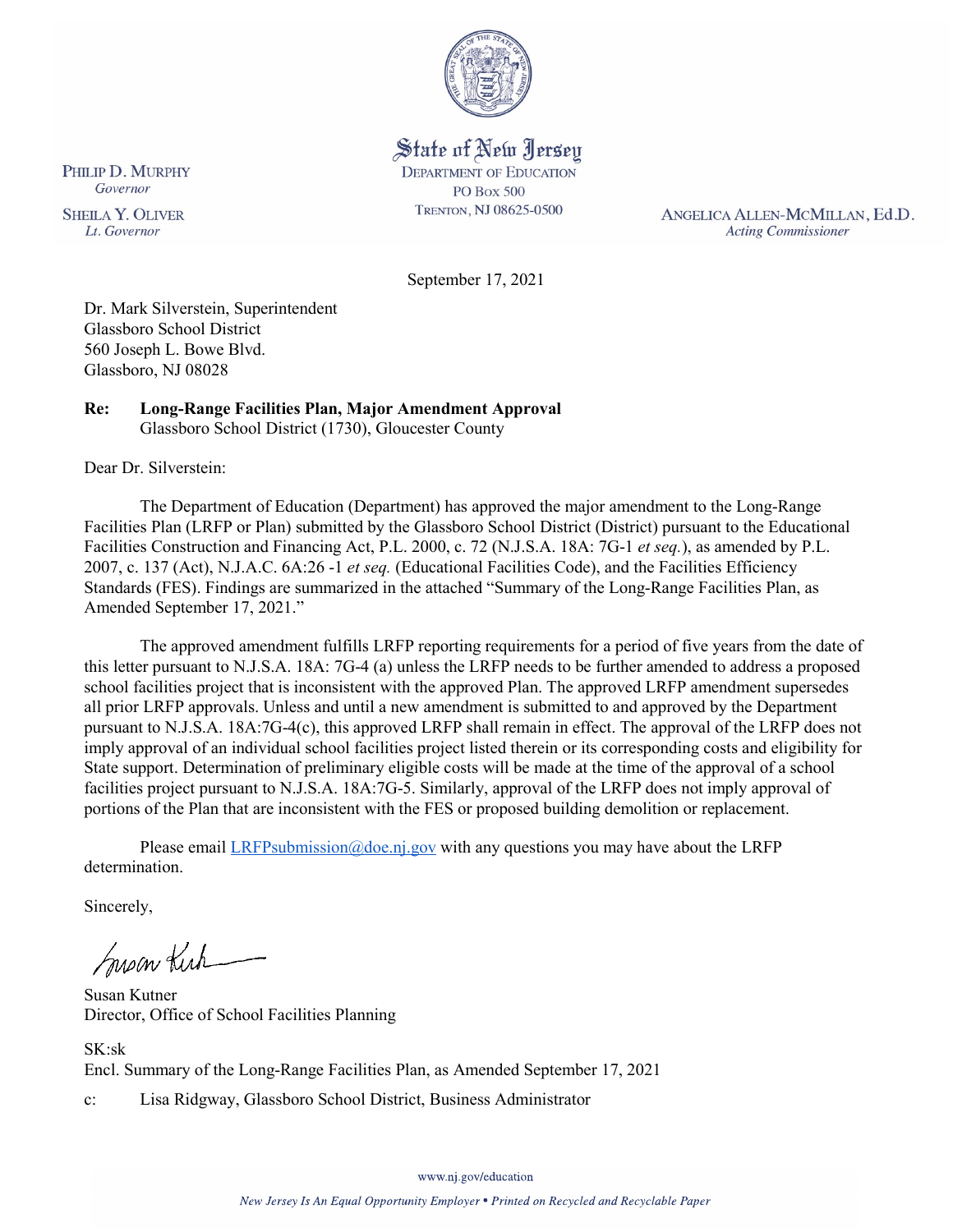State of New Jersey
DEPARTMENT OF EDUCATION
PO Box 500
TRENTON, NJ 08625-0500

PHILIP D. MURPHY
*Governor*

SHEILA Y. OLIVER
*Lt. Governor*

ANGELICA ALLEN-MCMILLAN, Ed.D.
*Acting Commissioner*

September 17, 2021

Dr. Mark Silverstein, Superintendent
Glassboro School District
560 Joseph L. Bowe Blvd.
Glassboro, NJ 08028

**Re: Long-Range Facilities Plan, Major Amendment Approval**
Glassboro School District (1730), Gloucester County

Dear Dr. Silverstein:

The Department of Education (Department) has approved the major amendment to the Long-Range Facilities Plan (LRFP or Plan) submitted by the Glassboro School District (District) pursuant to the Educational Facilities Construction and Financing Act, P.L. 2000, c. 72 (N.J.S.A. 18A: 7G-1 *et seq.*), as amended by P.L. 2007, c. 137 (Act), N.J.A.C. 6A:26 -1 *et seq.* (Educational Facilities Code), and the Facilities Efficiency Standards (FES). Findings are summarized in the attached "Summary of the Long-Range Facilities Plan, as Amended September 17, 2021."

The approved amendment fulfills LRFP reporting requirements for a period of five years from the date of this letter pursuant to N.J.S.A. 18A: 7G-4 (a) unless the LRFP needs to be further amended to address a proposed school facilities project that is inconsistent with the approved Plan. The approved LRFP amendment supersedes all prior LRFP approvals. Unless and until a new amendment is submitted to and approved by the Department pursuant to N.J.S.A. 18A:7G-4(c), this approved LRFP shall remain in effect. The approval of the LRFP does not imply approval of an individual school facilities project listed therein or its corresponding costs and eligibility for State support. Determination of preliminary eligible costs will be made at the time of the approval of a school facilities project pursuant to N.J.S.A. 18A:7G-5. Similarly, approval of the LRFP does not imply approval of portions of the Plan that are inconsistent with the FES or proposed building demolition or replacement.

Please email LRFPsubmission@doe.nj.gov with any questions you may have about the LRFP determination.

Sincerely,

Susan Kutner
Director, Office of School Facilities Planning

SK:sk
Encl. Summary of the Long-Range Facilities Plan, as Amended September 17, 2021

c: Lisa Ridgway, Glassboro School District, Business Administrator

www.nj.gov/education

*New Jersey Is An Equal Opportunity Employer • Printed on Recycled and Recyclable Paper*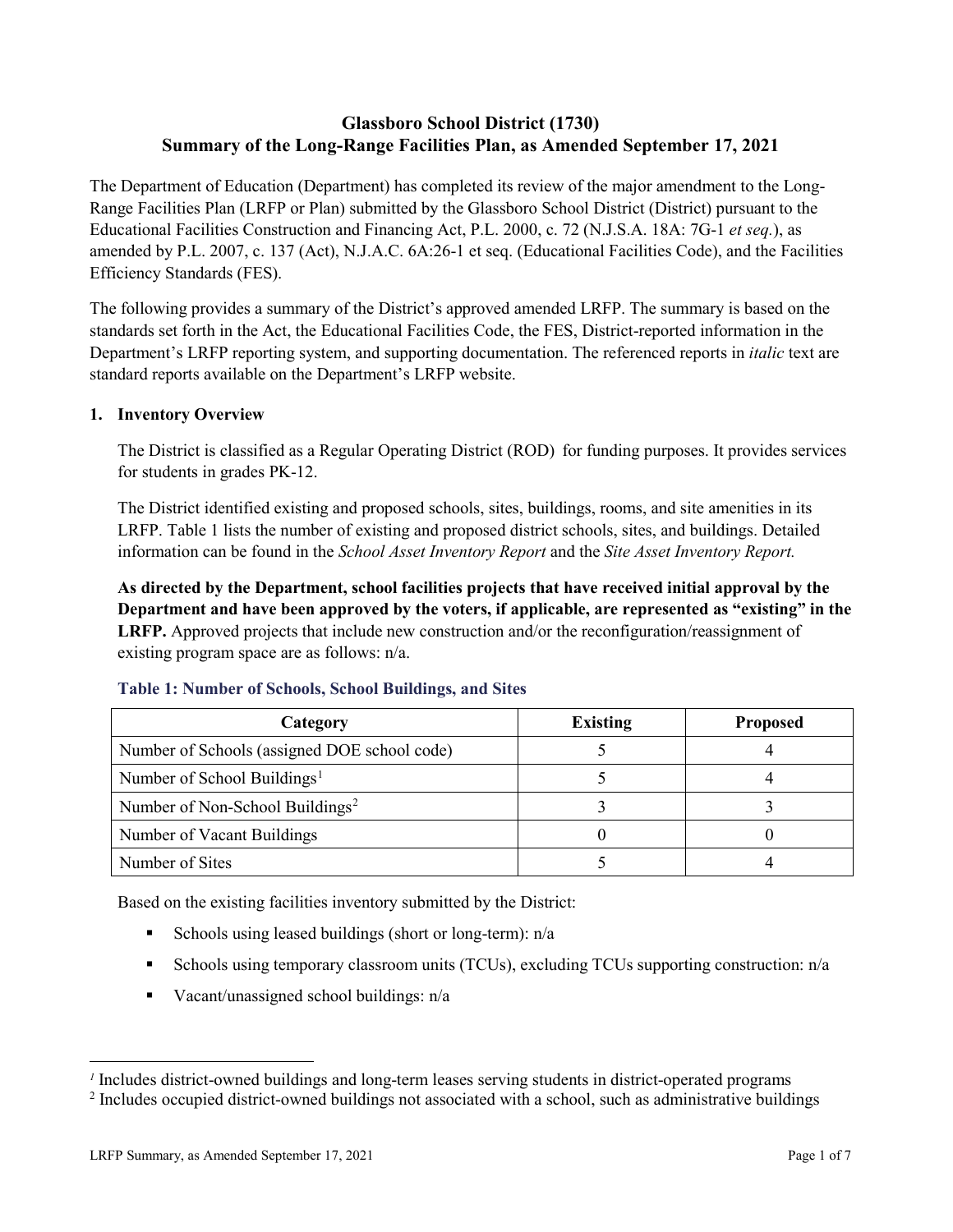# Glassboro School District (1730)
# Summary of the Long-Range Facilities Plan, as Amended September 17, 2021

The Department of Education (Department) has completed its review of the major amendment to the Long-Range Facilities Plan (LRFP or Plan) submitted by the Glassboro School District (District) pursuant to the Educational Facilities Construction and Financing Act, P.L. 2000, c. 72 (N.J.S.A. 18A: 7G-1 *et seq.*), as amended by P.L. 2007, c. 137 (Act), N.J.A.C. 6A:26-1 et seq. (Educational Facilities Code), and the Facilities Efficiency Standards (FES).

The following provides a summary of the District's approved amended LRFP. The summary is based on the standards set forth in the Act, the Educational Facilities Code, the FES, District-reported information in the Department's LRFP reporting system, and supporting documentation. The referenced reports in *italic* text are standard reports available on the Department's LRFP website.

## 1. Inventory Overview

The District is classified as a Regular Operating District (ROD) for funding purposes. It provides services for students in grades PK-12.

The District identified existing and proposed schools, sites, buildings, rooms, and site amenities in its LRFP. Table 1 lists the number of existing and proposed district schools, sites, and buildings. Detailed information can be found in the *School Asset Inventory Report* and the *Site Asset Inventory Report.*

**As directed by the Department, school facilities projects that have received initial approval by the Department and have been approved by the voters, if applicable, are represented as "existing" in the LRFP.** Approved projects that include new construction and/or the reconfiguration/reassignment of existing program space are as follows: n/a.

### Table 1: Number of Schools, School Buildings, and Sites

| Category | Existing | Proposed |
|---|---|---|
| Number of Schools (assigned DOE school code) | 5 | 4 |
| Number of School Buildings[1] | 5 | 4 |
| Number of Non-School Buildings[2] | 3 | 3 |
| Number of Vacant Buildings | 0 | 0 |
| Number of Sites | 5 | 4 |

Based on the existing facilities inventory submitted by the District:

- Schools using leased buildings (short or long-term): n/a
- Schools using temporary classroom units (TCUs), excluding TCUs supporting construction: n/a
- Vacant/unassigned school buildings: n/a

---

[1] Includes district-owned buildings and long-term leases serving students in district-operated programs

[2] Includes occupied district-owned buildings not associated with a school, such as administrative buildings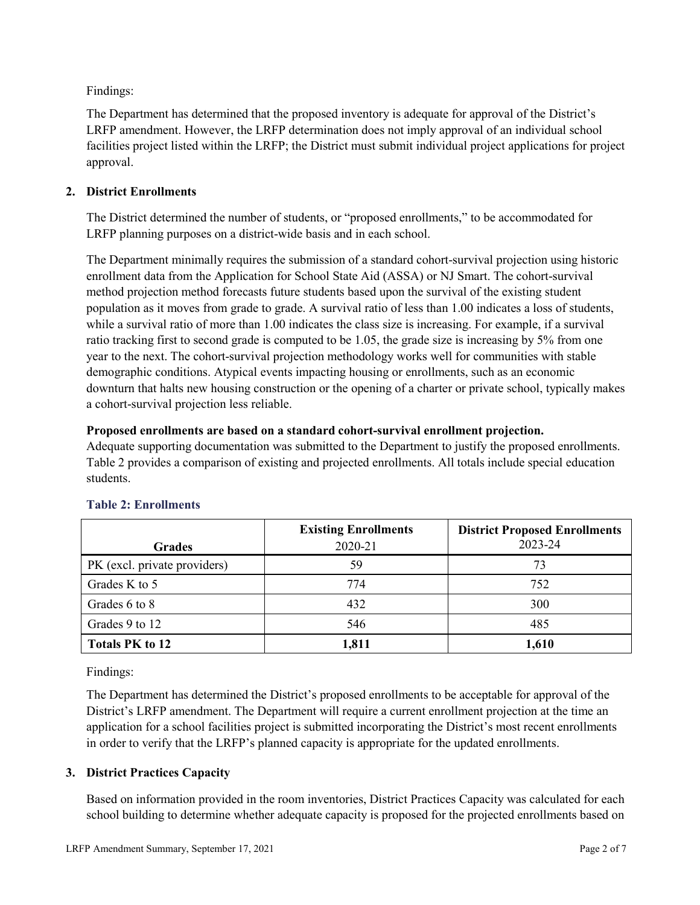Findings:

The Department has determined that the proposed inventory is adequate for approval of the District's LRFP amendment. However, the LRFP determination does not imply approval of an individual school facilities project listed within the LRFP; the District must submit individual project applications for project approval.

## 2. District Enrollments

The District determined the number of students, or "proposed enrollments," to be accommodated for LRFP planning purposes on a district-wide basis and in each school.

The Department minimally requires the submission of a standard cohort-survival projection using historic enrollment data from the Application for School State Aid (ASSA) or NJ Smart. The cohort-survival method projection method forecasts future students based upon the survival of the existing student population as it moves from grade to grade. A survival ratio of less than 1.00 indicates a loss of students, while a survival ratio of more than 1.00 indicates the class size is increasing. For example, if a survival ratio tracking first to second grade is computed to be 1.05, the grade size is increasing by 5% from one year to the next. The cohort-survival projection methodology works well for communities with stable demographic conditions. Atypical events impacting housing or enrollments, such as an economic downturn that halts new housing construction or the opening of a charter or private school, typically makes a cohort-survival projection less reliable.

**Proposed enrollments are based on a standard cohort-survival enrollment projection.**
Adequate supporting documentation was submitted to the Department to justify the proposed enrollments. Table 2 provides a comparison of existing and projected enrollments. All totals include special education students.

### Table 2: Enrollments

| Grades | **Existing Enrollments** 2020-21 | **District Proposed Enrollments** 2023-24 |
|---|---|---|
| PK (excl. private providers) | 59 | 73 |
| Grades K to 5 | 774 | 752 |
| Grades 6 to 8 | 432 | 300 |
| Grades 9 to 12 | 546 | 485 |
| **Totals PK to 12** | **1,811** | **1,610** |

Findings:

The Department has determined the District's proposed enrollments to be acceptable for approval of the District's LRFP amendment. The Department will require a current enrollment projection at the time an application for a school facilities project is submitted incorporating the District's most recent enrollments in order to verify that the LRFP's planned capacity is appropriate for the updated enrollments.

## 3. District Practices Capacity

Based on information provided in the room inventories, District Practices Capacity was calculated for each school building to determine whether adequate capacity is proposed for the projected enrollments based on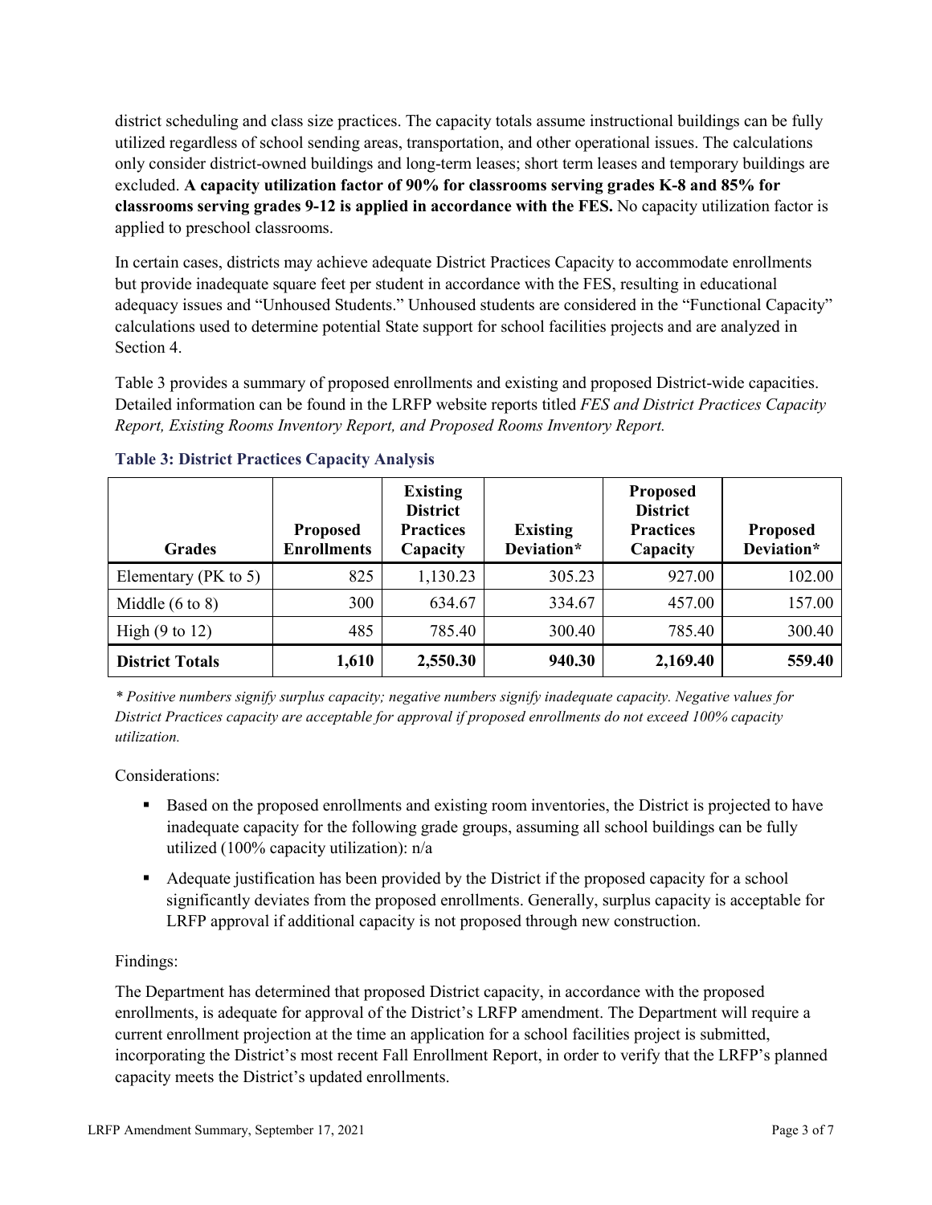district scheduling and class size practices. The capacity totals assume instructional buildings can be fully utilized regardless of school sending areas, transportation, and other operational issues. The calculations only consider district-owned buildings and long-term leases; short term leases and temporary buildings are excluded. **A capacity utilization factor of 90% for classrooms serving grades K-8 and 85% for classrooms serving grades 9-12 is applied in accordance with the FES.** No capacity utilization factor is applied to preschool classrooms.

In certain cases, districts may achieve adequate District Practices Capacity to accommodate enrollments but provide inadequate square feet per student in accordance with the FES, resulting in educational adequacy issues and "Unhoused Students." Unhoused students are considered in the "Functional Capacity" calculations used to determine potential State support for school facilities projects and are analyzed in Section 4.

Table 3 provides a summary of proposed enrollments and existing and proposed District-wide capacities. Detailed information can be found in the LRFP website reports titled *FES and District Practices Capacity Report, Existing Rooms Inventory Report, and Proposed Rooms Inventory Report.*

### Table 3: District Practices Capacity Analysis

| Grades | Proposed Enrollments | Existing District Practices Capacity | Existing Deviation* | Proposed District Practices Capacity | Proposed Deviation* |
|---|---|---|---|---|---|
| Elementary (PK to 5) | 825 | 1,130.23 | 305.23 | 927.00 | 102.00 |
| Middle (6 to 8) | 300 | 634.67 | 334.67 | 457.00 | 157.00 |
| High (9 to 12) | 485 | 785.40 | 300.40 | 785.40 | 300.40 |
| **District Totals** | **1,610** | **2,550.30** | **940.30** | **2,169.40** | **559.40** |

*\* Positive numbers signify surplus capacity; negative numbers signify inadequate capacity. Negative values for District Practices capacity are acceptable for approval if proposed enrollments do not exceed 100% capacity utilization.*

Considerations:

- Based on the proposed enrollments and existing room inventories, the District is projected to have inadequate capacity for the following grade groups, assuming all school buildings can be fully utilized (100% capacity utilization): n/a
- Adequate justification has been provided by the District if the proposed capacity for a school significantly deviates from the proposed enrollments. Generally, surplus capacity is acceptable for LRFP approval if additional capacity is not proposed through new construction.

Findings:

The Department has determined that proposed District capacity, in accordance with the proposed enrollments, is adequate for approval of the District's LRFP amendment. The Department will require a current enrollment projection at the time an application for a school facilities project is submitted, incorporating the District's most recent Fall Enrollment Report, in order to verify that the LRFP's planned capacity meets the District's updated enrollments.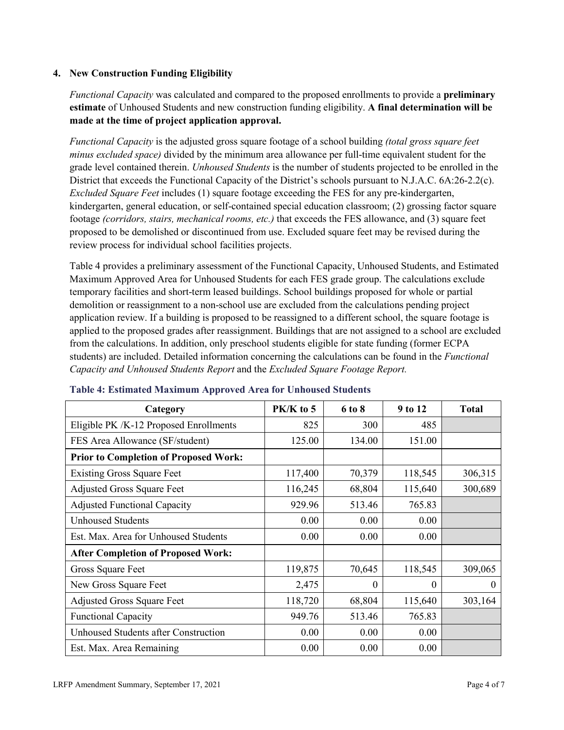## 4. New Construction Funding Eligibility

*Functional Capacity* was calculated and compared to the proposed enrollments to provide a **preliminary estimate** of Unhoused Students and new construction funding eligibility. **A final determination will be made at the time of project application approval.**

*Functional Capacity* is the adjusted gross square footage of a school building *(total gross square feet minus excluded space)* divided by the minimum area allowance per full-time equivalent student for the grade level contained therein. *Unhoused Students* is the number of students projected to be enrolled in the District that exceeds the Functional Capacity of the District's schools pursuant to N.J.A.C. 6A:26-2.2(c). *Excluded Square Feet* includes (1) square footage exceeding the FES for any pre-kindergarten, kindergarten, general education, or self-contained special education classroom; (2) grossing factor square footage *(corridors, stairs, mechanical rooms, etc.)* that exceeds the FES allowance, and (3) square feet proposed to be demolished or discontinued from use. Excluded square feet may be revised during the review process for individual school facilities projects.

Table 4 provides a preliminary assessment of the Functional Capacity, Unhoused Students, and Estimated Maximum Approved Area for Unhoused Students for each FES grade group. The calculations exclude temporary facilities and short-term leased buildings. School buildings proposed for whole or partial demolition or reassignment to a non-school use are excluded from the calculations pending project application review. If a building is proposed to be reassigned to a different school, the square footage is applied to the proposed grades after reassignment. Buildings that are not assigned to a school are excluded from the calculations. In addition, only preschool students eligible for state funding (former ECPA students) are included. Detailed information concerning the calculations can be found in the *Functional Capacity and Unhoused Students Report* and the *Excluded Square Footage Report.*

**Table 4: Estimated Maximum Approved Area for Unhoused Students**

| Category | PK/K to 5 | 6 to 8 | 9 to 12 | Total |
|---|---|---|---|---|
| Eligible PK /K-12 Proposed Enrollments | 825 | 300 | 485 | |
| FES Area Allowance (SF/student) | 125.00 | 134.00 | 151.00 | |
| **Prior to Completion of Proposed Work:** | | | | |
| Existing Gross Square Feet | 117,400 | 70,379 | 118,545 | 306,315 |
| Adjusted Gross Square Feet | 116,245 | 68,804 | 115,640 | 300,689 |
| Adjusted Functional Capacity | 929.96 | 513.46 | 765.83 | |
| Unhoused Students | 0.00 | 0.00 | 0.00 | |
| Est. Max. Area for Unhoused Students | 0.00 | 0.00 | 0.00 | |
| **After Completion of Proposed Work:** | | | | |
| Gross Square Feet | 119,875 | 70,645 | 118,545 | 309,065 |
| New Gross Square Feet | 2,475 | 0 | 0 | 0 |
| Adjusted Gross Square Feet | 118,720 | 68,804 | 115,640 | 303,164 |
| Functional Capacity | 949.76 | 513.46 | 765.83 | |
| Unhoused Students after Construction | 0.00 | 0.00 | 0.00 | |
| Est. Max. Area Remaining | 0.00 | 0.00 | 0.00 | |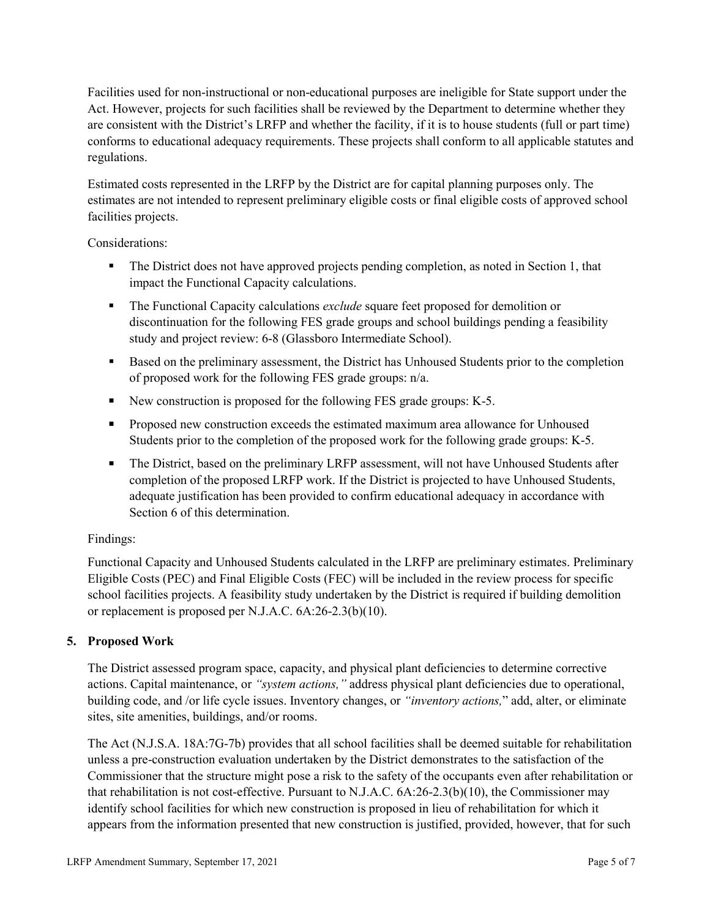Facilities used for non-instructional or non-educational purposes are ineligible for State support under the Act. However, projects for such facilities shall be reviewed by the Department to determine whether they are consistent with the District's LRFP and whether the facility, if it is to house students (full or part time) conforms to educational adequacy requirements. These projects shall conform to all applicable statutes and regulations.

Estimated costs represented in the LRFP by the District are for capital planning purposes only. The estimates are not intended to represent preliminary eligible costs or final eligible costs of approved school facilities projects.

Considerations:

- The District does not have approved projects pending completion, as noted in Section 1, that impact the Functional Capacity calculations.
- The Functional Capacity calculations *exclude* square feet proposed for demolition or discontinuation for the following FES grade groups and school buildings pending a feasibility study and project review: 6-8 (Glassboro Intermediate School).
- Based on the preliminary assessment, the District has Unhoused Students prior to the completion of proposed work for the following FES grade groups: n/a.
- New construction is proposed for the following FES grade groups: K-5.
- Proposed new construction exceeds the estimated maximum area allowance for Unhoused Students prior to the completion of the proposed work for the following grade groups: K-5.
- The District, based on the preliminary LRFP assessment, will not have Unhoused Students after completion of the proposed LRFP work. If the District is projected to have Unhoused Students, adequate justification has been provided to confirm educational adequacy in accordance with Section 6 of this determination.

Findings:

Functional Capacity and Unhoused Students calculated in the LRFP are preliminary estimates. Preliminary Eligible Costs (PEC) and Final Eligible Costs (FEC) will be included in the review process for specific school facilities projects. A feasibility study undertaken by the District is required if building demolition or replacement is proposed per N.J.A.C. 6A:26-2.3(b)(10).

## 5. Proposed Work

The District assessed program space, capacity, and physical plant deficiencies to determine corrective actions. Capital maintenance, or *"system actions,"* address physical plant deficiencies due to operational, building code, and /or life cycle issues. Inventory changes, or *"inventory actions,"* add, alter, or eliminate sites, site amenities, buildings, and/or rooms.

The Act (N.J.S.A. 18A:7G-7b) provides that all school facilities shall be deemed suitable for rehabilitation unless a pre-construction evaluation undertaken by the District demonstrates to the satisfaction of the Commissioner that the structure might pose a risk to the safety of the occupants even after rehabilitation or that rehabilitation is not cost-effective. Pursuant to N.J.A.C. 6A:26-2.3(b)(10), the Commissioner may identify school facilities for which new construction is proposed in lieu of rehabilitation for which it appears from the information presented that new construction is justified, provided, however, that for such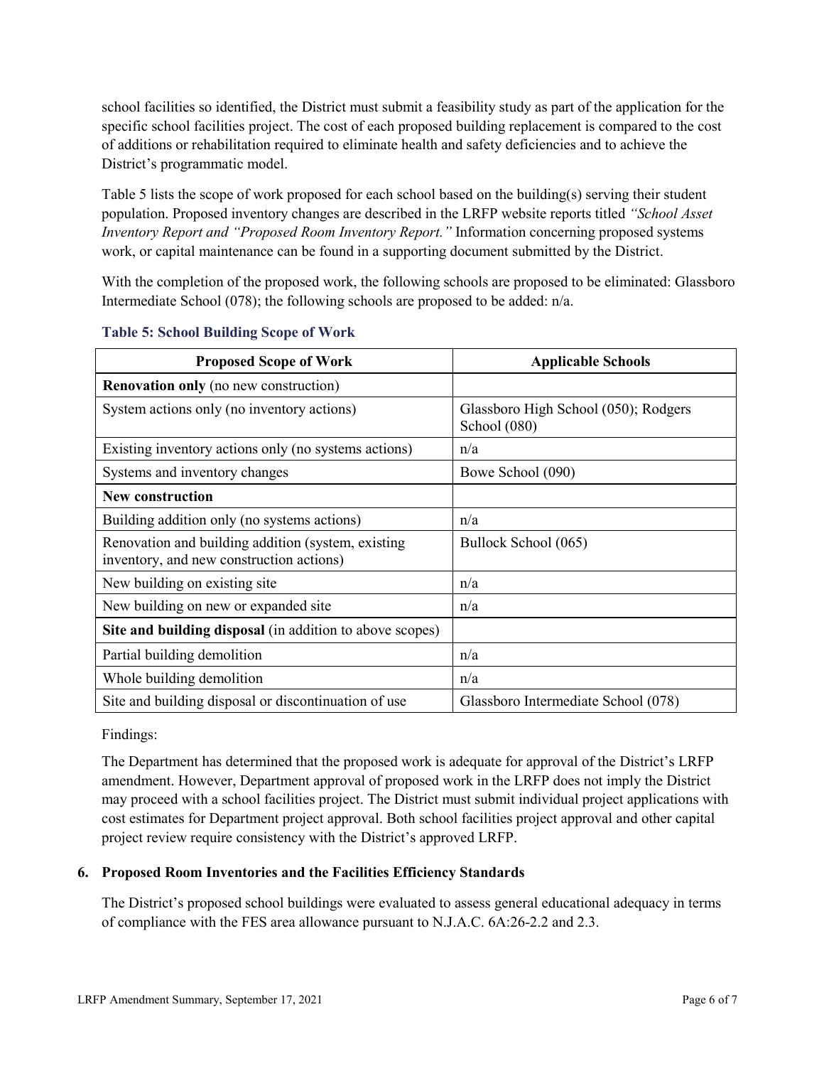school facilities so identified, the District must submit a feasibility study as part of the application for the specific school facilities project. The cost of each proposed building replacement is compared to the cost of additions or rehabilitation required to eliminate health and safety deficiencies and to achieve the District's programmatic model.

Table 5 lists the scope of work proposed for each school based on the building(s) serving their student population. Proposed inventory changes are described in the LRFP website reports titled *"School Asset Inventory Report and "Proposed Room Inventory Report."* Information concerning proposed systems work, or capital maintenance can be found in a supporting document submitted by the District.

With the completion of the proposed work, the following schools are proposed to be eliminated: Glassboro Intermediate School (078); the following schools are proposed to be added: n/a.

**Table 5: School Building Scope of Work**

| Proposed Scope of Work | Applicable Schools |
|---|---|
| **Renovation only** (no new construction) | |
| System actions only (no inventory actions) | Glassboro High School (050); Rodgers School (080) |
| Existing inventory actions only (no systems actions) | n/a |
| Systems and inventory changes | Bowe School (090) |
| **New construction** | |
| Building addition only (no systems actions) | n/a |
| Renovation and building addition (system, existing inventory, and new construction actions) | Bullock School (065) |
| New building on existing site | n/a |
| New building on new or expanded site | n/a |
| **Site and building disposal** (in addition to above scopes) | |
| Partial building demolition | n/a |
| Whole building demolition | n/a |
| Site and building disposal or discontinuation of use | Glassboro Intermediate School (078) |

Findings:

The Department has determined that the proposed work is adequate for approval of the District's LRFP amendment. However, Department approval of proposed work in the LRFP does not imply the District may proceed with a school facilities project. The District must submit individual project applications with cost estimates for Department project approval. Both school facilities project approval and other capital project review require consistency with the District's approved LRFP.

### 6. Proposed Room Inventories and the Facilities Efficiency Standards

The District's proposed school buildings were evaluated to assess general educational adequacy in terms of compliance with the FES area allowance pursuant to N.J.A.C. 6A:26-2.2 and 2.3.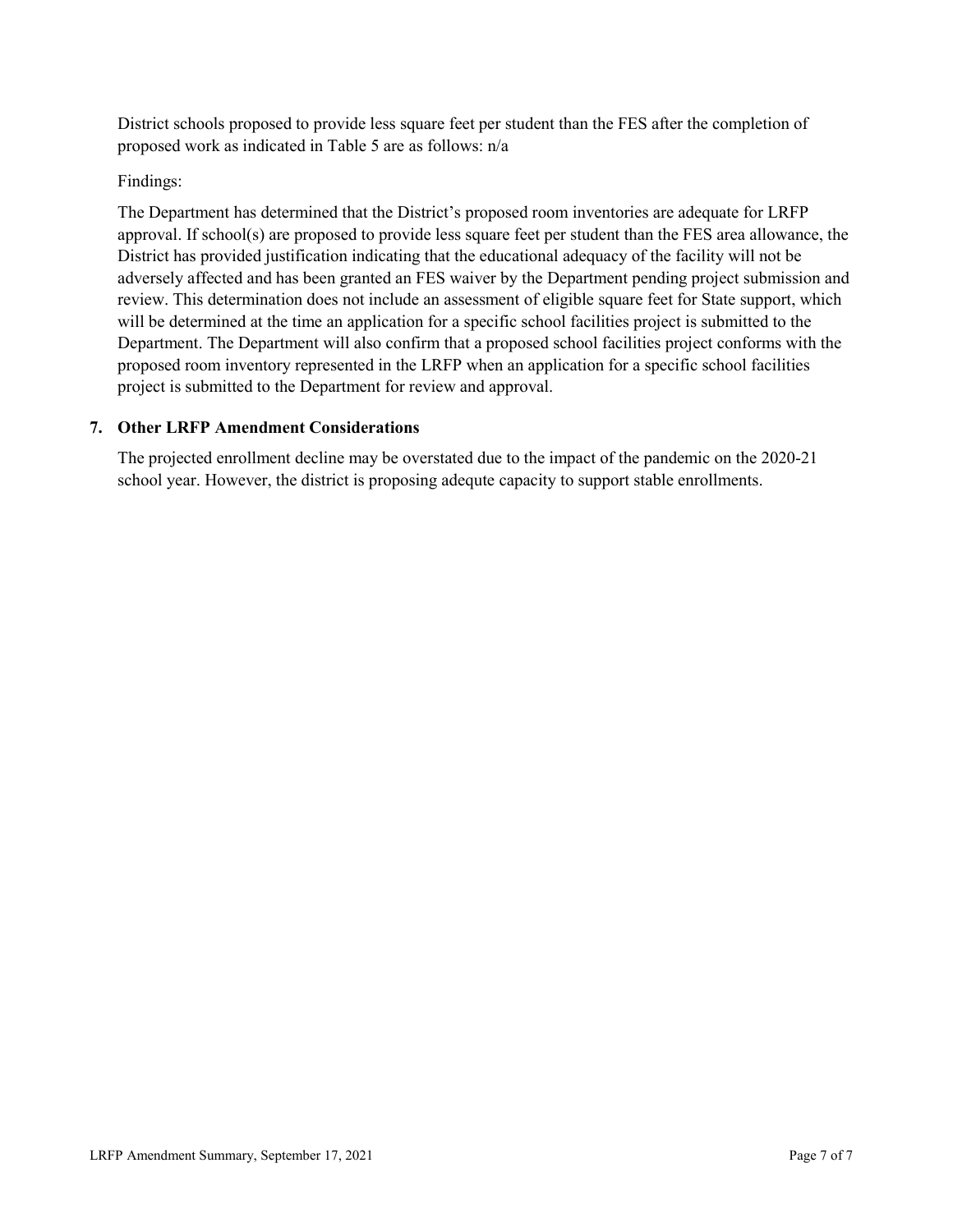District schools proposed to provide less square feet per student than the FES after the completion of proposed work as indicated in Table 5 are as follows: n/a

Findings:

The Department has determined that the District's proposed room inventories are adequate for LRFP approval. If school(s) are proposed to provide less square feet per student than the FES area allowance, the District has provided justification indicating that the educational adequacy of the facility will not be adversely affected and has been granted an FES waiver by the Department pending project submission and review. This determination does not include an assessment of eligible square feet for State support, which will be determined at the time an application for a specific school facilities project is submitted to the Department. The Department will also confirm that a proposed school facilities project conforms with the proposed room inventory represented in the LRFP when an application for a specific school facilities project is submitted to the Department for review and approval.

## 7. Other LRFP Amendment Considerations

The projected enrollment decline may be overstated due to the impact of the pandemic on the 2020-21 school year. However, the district is proposing adequte capacity to support stable enrollments.